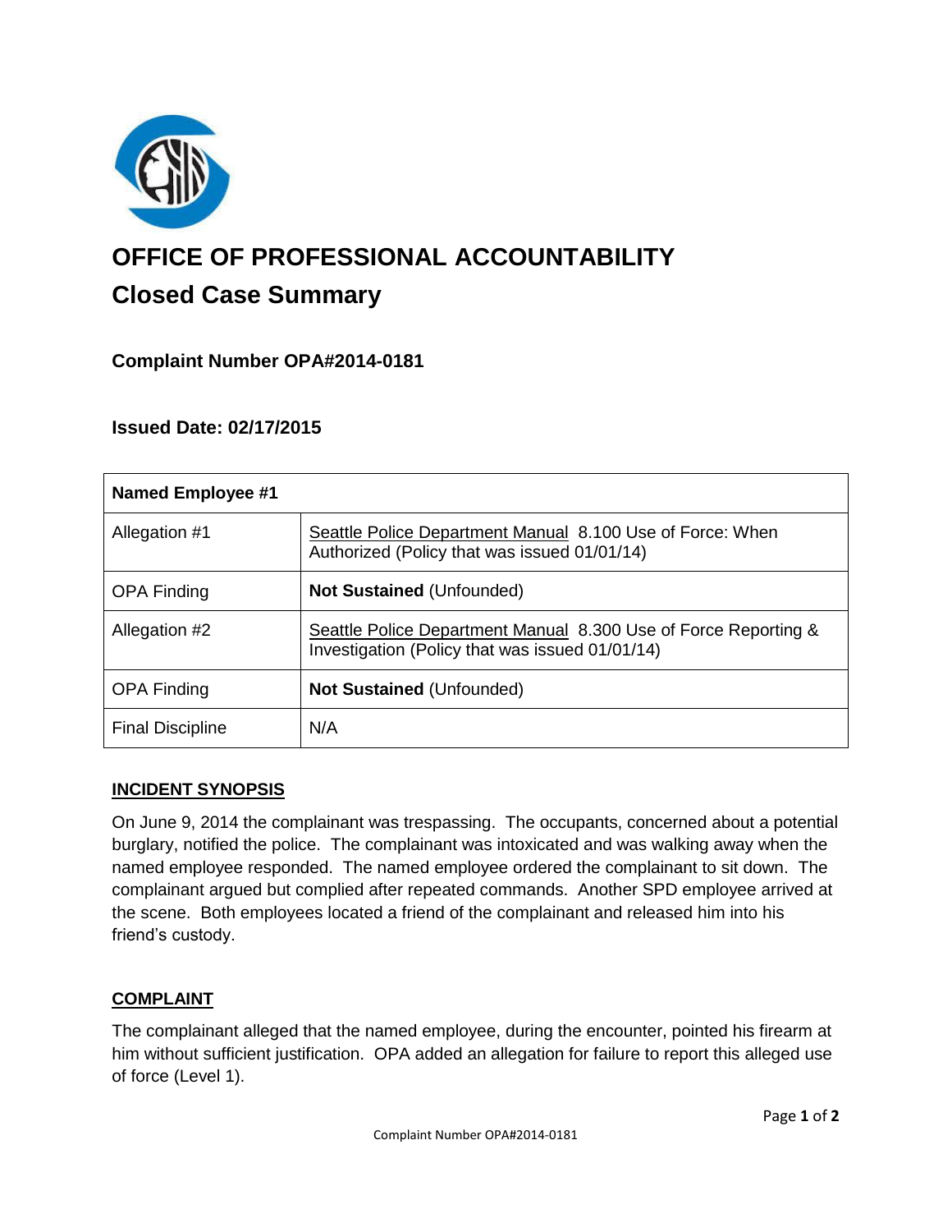# OFFICE OF PROFESSIONAL ACCOUNTABILITY

## Closed Case Summary

### Complaint Number OPA#2014-0181

### Issued Date: 02/17/2015

| **Named Employee #1** | |
|---|---|
| Allegation #1 | Seattle Police Department Manual 8.100 Use of Force: When Authorized (Policy that was issued 01/01/14) |
| OPA Finding | **Not Sustained** (Unfounded) |
| Allegation #2 | Seattle Police Department Manual 8.300 Use of Force Reporting & Investigation (Policy that was issued 01/01/14) |
| OPA Finding | **Not Sustained** (Unfounded) |
| Final Discipline | N/A |

## INCIDENT SYNOPSIS

On June 9, 2014 the complainant was trespassing. The occupants, concerned about a potential burglary, notified the police. The complainant was intoxicated and was walking away when the named employee responded. The named employee ordered the complainant to sit down. The complainant argued but complied after repeated commands. Another SPD employee arrived at the scene. Both employees located a friend of the complainant and released him into his friend's custody.

## COMPLAINT

The complainant alleged that the named employee, during the encounter, pointed his firearm at him without sufficient justification. OPA added an allegation for failure to report this alleged use of force (Level 1).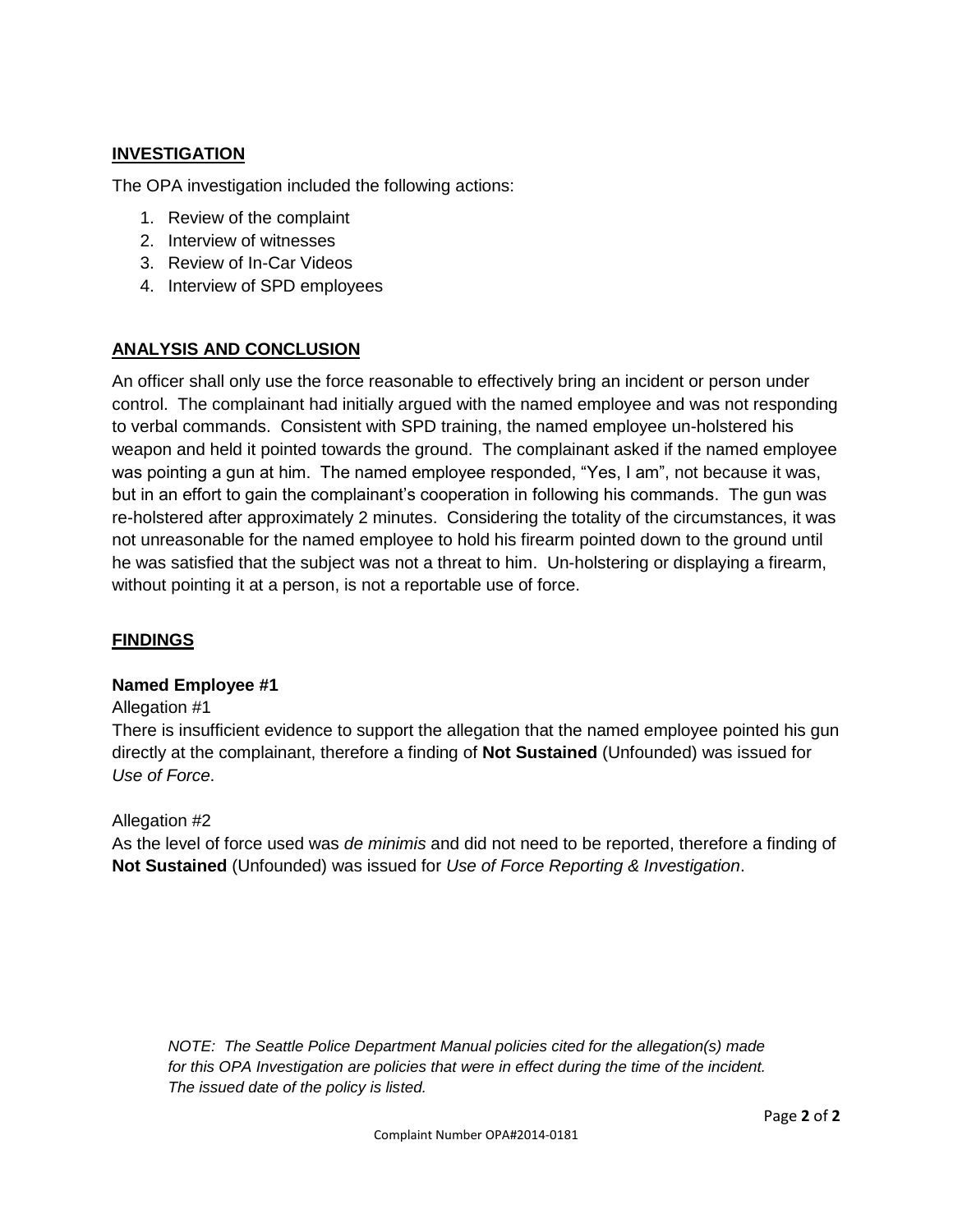## INVESTIGATION

The OPA investigation included the following actions:

1. Review of the complaint
2. Interview of witnesses
3. Review of In-Car Videos
4. Interview of SPD employees

## ANALYSIS AND CONCLUSION

An officer shall only use the force reasonable to effectively bring an incident or person under control. The complainant had initially argued with the named employee and was not responding to verbal commands. Consistent with SPD training, the named employee un-holstered his weapon and held it pointed towards the ground. The complainant asked if the named employee was pointing a gun at him. The named employee responded, "Yes, I am", not because it was, but in an effort to gain the complainant's cooperation in following his commands. The gun was re-holstered after approximately 2 minutes. Considering the totality of the circumstances, it was not unreasonable for the named employee to hold his firearm pointed down to the ground until he was satisfied that the subject was not a threat to him. Un-holstering or displaying a firearm, without pointing it at a person, is not a reportable use of force.

## FINDINGS

**Named Employee #1**

Allegation #1

There is insufficient evidence to support the allegation that the named employee pointed his gun directly at the complainant, therefore a finding of **Not Sustained** (Unfounded) was issued for *Use of Force*.

Allegation #2

As the level of force used was *de minimis* and did not need to be reported, therefore a finding of **Not Sustained** (Unfounded) was issued for *Use of Force Reporting & Investigation*.

*NOTE: The Seattle Police Department Manual policies cited for the allegation(s) made for this OPA Investigation are policies that were in effect during the time of the incident. The issued date of the policy is listed.*

Complaint Number OPA#2014-0181